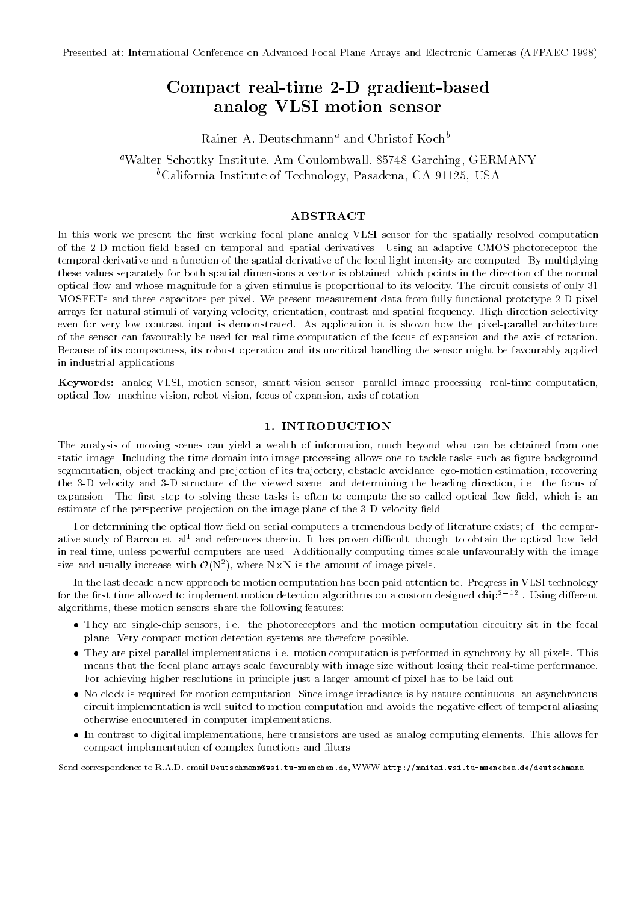Presented at: International Conference on Advanced Focal Plane Arrays and Electronic Cameras (AFPAEC 1998)

# Compact real-time 2-D gradient-based analog VLSI motion sensor

Rainer A. Deutschmann[a] and Christof Koch[b]

[a]Walter Schottky Institute, Am Coulombwall, 85748 Garching, GERMANY

[b]California Institute of Technology, Pasadena, CA 91125, USA

## ABSTRACT

In this work we present the first working focal plane analog VLSI sensor for the spatially resolved computation of the 2-D motion field based on temporal and spatial derivatives. Using an adaptive CMOS photoreceptor the temporal derivative and a function of the spatial derivative of the local light intensity are computed. By multiplying these values separately for both spatial dimensions a vector is obtained, which points in the direction of the normal optical flow and whose magnitude for a given stimulus is proportional to its velocity. The circuit consists of only 31 MOSFETs and three capacitors per pixel. We present measurement data from fully functional prototype 2-D pixel arrays for natural stimuli of varying velocity, orientation, contrast and spatial frequency. High direction selectivity even for very low contrast input is demonstrated. As application it is shown how the pixel-parallel architecture of the sensor can favourably be used for real-time computation of the focus of expansion and the axis of rotation. Because of its compactness, its robust operation and its uncritical handling the sensor might be favourably applied in industrial applications.

**Keywords:** analog VLSI, motion sensor, smart vision sensor, parallel image processing, real-time computation, optical flow, machine vision, robot vision, focus of expansion, axis of rotation

## 1. INTRODUCTION

The analysis of moving scenes can yield a wealth of information, much beyond what can be obtained from one static image. Including the time domain into image processing allows one to tackle tasks such as figure background segmentation, object tracking and projection of its trajectory, obstacle avoidance, ego-motion estimation, recovering the 3-D velocity and 3-D structure of the viewed scene, and determining the heading direction, i.e. the focus of expansion. The first step to solving these tasks is often to compute the so called optical flow field, which is an estimate of the perspective projection on the image plane of the 3-D velocity field.

For determining the optical flow field on serial computers a tremendous body of literature exists; cf. the comparative study of Barron et. al[1] and references therein. It has proven difficult, though, to obtain the optical flow field in real-time, unless powerful computers are used. Additionally computing times scale unfavourably with the image size and usually increase with $\mathcal{O}(\mathrm{N}^2)$, where $\mathrm{N}\times\mathrm{N}$ is the amount of image pixels.

In the last decade a new approach to motion computation has been paid attention to. Progress in VLSI technology for the first time allowed to implement motion detection algorithms on a custom designed chip[2–12]. Using different algorithms, these motion sensors share the following features:

- They are single-chip sensors, i.e. the photoreceptors and the motion computation circuitry sit in the focal plane. Very compact motion detection systems are therefore possible.
- They are pixel-parallel implementations, i.e. motion computation is performed in synchrony by all pixels. This means that the focal plane arrays scale favourably with image size without losing their real-time performance. For achieving higher resolutions in principle just a larger amount of pixel has to be laid out.
- No clock is required for motion computation. Since image irradiance is by nature continuous, an asynchronous circuit implementation is well suited to motion computation and avoids the negative effect of temporal aliasing otherwise encountered in computer implementations.
- In contrast to digital implementations, here transistors are used as analog computing elements. This allows for compact implementation of complex functions and filters.

Send correspondence to R.A.D. email Deutschmann@wsi.tu-muenchen.de, WWW http://maitai.wsi.tu-muenchen.de/deutschmann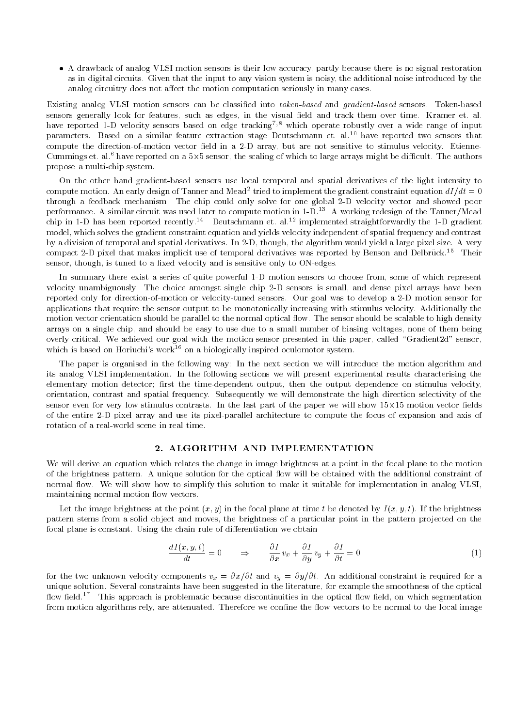- A drawback of analog VLSI motion sensors is their low accuracy, partly because there is no signal restoration as in digital circuits. Given that the input to any vision system is noisy, the additional noise introduced by the analog circuitry does not affect the motion computation seriously in many cases.

Existing analog VLSI motion sensors can be classified into *token-based* and *gradient-based* sensors. Token-based sensors generally look for features, such as edges, in the visual field and track them over time. Kramer et. al. have reported 1-D velocity sensors based on edge tracking[7,8] which operate robustly over a wide range of input parameters. Based on a similar feature extraction stage Deutschmann et. al.[10] have reported two sensors that compute the direction-of-motion vector field in a 2-D array, but are not sensitive to stimulus velocity. Etienne-Cummings et. al.[6] have reported on a 5×5 sensor, the scaling of which to large arrays might be difficult. The authors propose a multi-chip system.

On the other hand gradient-based sensors use local temporal and spatial derivatives of the light intensity to compute motion. An early design of Tanner and Mead[2] tried to implement the gradient constraint equation $dI/dt = 0$ through a feedback mechanism. The chip could only solve for one global 2-D velocity vector and showed poor performance. A similar circuit was used later to compute motion in 1-D.[13] A working redesign of the Tanner/Mead chip in 1-D has been reported recently.[14] Deutschmann et. al.[12] implemented straightforwardly the 1-D gradient model, which solves the gradient constraint equation and yields velocity independent of spatial frequency and contrast by a division of temporal and spatial derivatives. In 2-D, though, the algorithm would yield a large pixel size. A very compact 2-D pixel that makes implicit use of temporal derivatives was reported by Benson and Delbrück.[15] Their sensor, though, is tuned to a fixed velocity and is sensitive only to ON-edges.

In summary there exist a series of quite powerful 1-D motion sensors to choose from, some of which represent velocity unambiguously. The choice amongst single chip 2-D sensors is small, and dense pixel arrays have been reported only for direction-of-motion or velocity-tuned sensors. Our goal was to develop a 2-D motion sensor for applications that require the sensor output to be monotonically increasing with stimulus velocity. Additionally the motion vector orientation should be parallel to the normal optical flow. The sensor should be scalable to high density arrays on a single chip, and should be easy to use due to a small number of biasing voltages, none of them being overly critical. We achieved our goal with the motion sensor presented in this paper, called "Gradient2d" sensor, which is based on Horiuchi's work[16] on a biologically inspired oculomotor system.

The paper is organised in the following way: In the next section we will introduce the motion algorithm and its analog VLSI implementation. In the following sections we will present experimental results characterising the elementary motion detector; first the time-dependent output, then the output dependence on stimulus velocity, orientation, contrast and spatial frequency. Subsequently we will demonstrate the high direction selectivity of the sensor even for very low stimulus contrasts. In the last part of the paper we will show 15×15 motion vector fields of the entire 2-D pixel array and use its pixel-parallel architecture to compute the focus of expansion and axis of rotation of a real-world scene in real time.

## 2. ALGORITHM AND IMPLEMENTATION

We will derive an equation which relates the change in image brightness at a point in the focal plane to the motion of the brightness pattern. A unique solution for the optical flow will be obtained with the additional constraint of normal flow. We will show how to simplify this solution to make it suitable for implementation in analog VLSI, maintaining normal motion flow vectors.

Let the image brightness at the point $(x, y)$ in the focal plane at time $t$ be denoted by $I(x, y, t)$. If the brightness pattern stems from a solid object and moves, the brightness of a particular point in the pattern projected on the focal plane is constant. Using the chain rule of differentiation we obtain

$$\frac{dI(x,y,t)}{dt} = 0 \qquad \Rightarrow \qquad \frac{\partial I}{\partial x} v_x + \frac{\partial I}{\partial y} v_y + \frac{\partial I}{\partial t} = 0 \tag{1}$$

for the two unknown velocity components $v_x = \partial x / \partial t$ and $v_y = \partial y / \partial t$. An additional constraint is required for a unique solution. Several constraints have been suggested in the literature, for example the smoothness of the optical flow field.[17] This approach is problematic because discontinuities in the optical flow field, on which segmentation from motion algorithms rely, are attenuated. Therefore we confine the flow vectors to be normal to the local image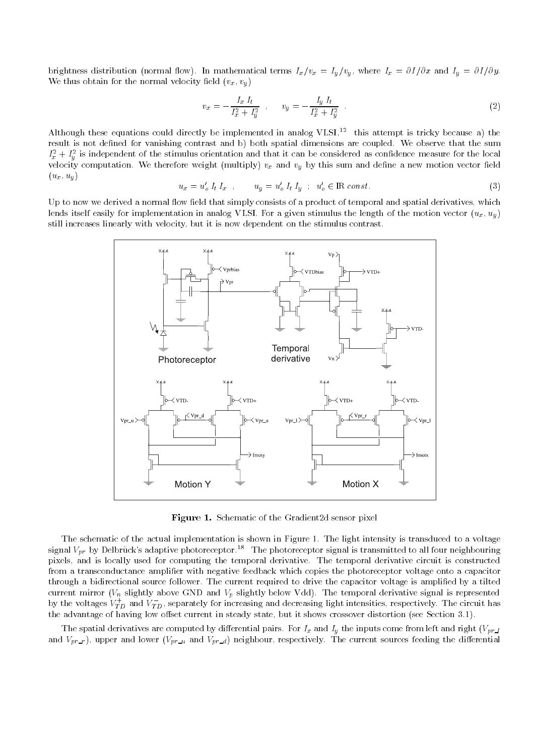brightness distribution (normal flow). In mathematical terms $I_x/v_x = I_y/v_y$, where $I_x = \partial I/\partial x$ and $I_y = \partial I/\partial y$. We thus obtain for the normal velocity field $(v_x, v_y)$

$$v_x = -\frac{I_x\, I_t}{I_x^2 + I_y^2} \quad , \qquad v_y = -\frac{I_y\, I_t}{I_x^2 + I_y^2} \quad . \tag{2}$$

Although these equations could directly be implemented in analog VLSI,[12] this attempt is tricky because a) the result is not defined for vanishing contrast and b) both spatial dimensions are coupled. We observe that the sum $I_x^2 + I_y^2$ is independent of the stimulus orientation and that it can be considered as confidence measure for the local velocity computation. We therefore weight (multiply) $v_x$ and $v_y$ by this sum and define a new motion vector field $(u_x, u_y)$

$$u_x = u_o'\; I_t\; I_x \quad , \qquad u_y = u_o'\; I_t\; I_y \quad ; \quad u_o' \in \mathbb{R}\; const. \tag{3}$$

Up to now we derived a normal flow field that simply consists of a product of temporal and spatial derivatives, which lends itself easily for implementation in analog VLSI. For a given stimulus the length of the motion vector $(u_x, u_y)$ still increases linearly with velocity, but it is now dependent on the stimulus contrast.

**Figure 1.** Schematic of the Gradient2d sensor pixel

The schematic of the actual implementation is shown in Figure 1. The light intensity is transduced to a voltage signal $V_{pr}$ by Delbrück's adaptive photoreceptor.[18] The photoreceptor signal is transmitted to all four neighbouring pixels, and is locally used for computing the temporal derivative. The temporal derivative circuit is constructed from a transconductance amplifier with negative feedback which copies the photoreceptor voltage onto a capacitor through a bidirectional source follower. The current required to drive the capacitor voltage is amplified by a tilted current mirror ($V_n$ slightly above GND and $V_p$ slightly below Vdd). The temporal derivative signal is represented by the voltages $V_{TD}^{+}$ and $V_{TD}^{-}$, separately for increasing and decreasing light intensities, respectively. The circuit has the advantage of having low offset current in steady state, but it shows crossover distortion (see Section 3.1).

The spatial derivatives are computed by differential pairs. For $I_x$ and $I_y$ the inputs come from left and right ($V_{pr\_l}$ and $V_{pr\_r}$), upper and lower ($V_{pr\_u}$ and $V_{pr\_d}$) neighbour, respectively. The current sources feeding the differential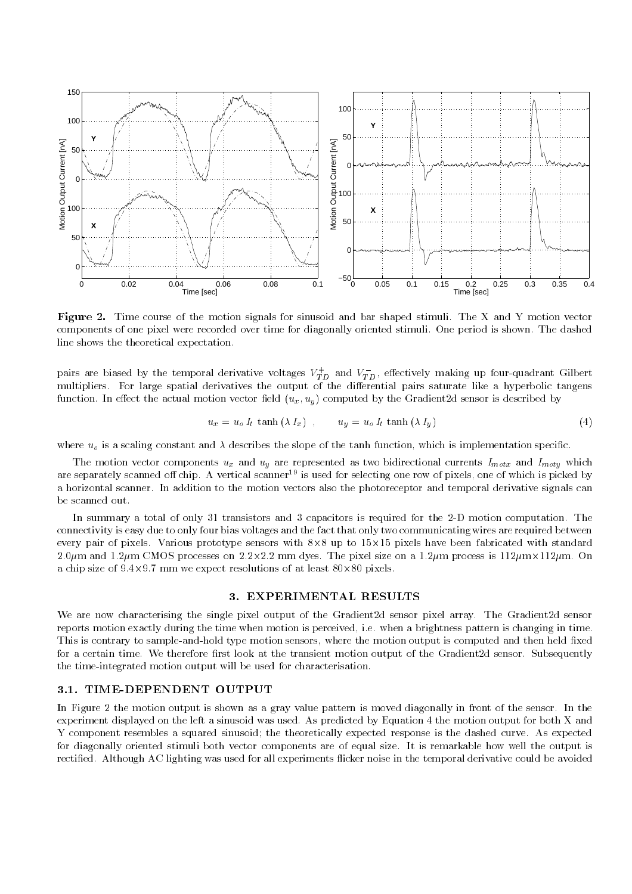**Figure 2.** Time course of the motion signals for sinusoid and bar shaped stimuli. The X and Y motion vector components of one pixel were recorded over time for diagonally oriented stimuli. One period is shown. The dashed line shows the theoretical expectation.

pairs are biased by the temporal derivative voltages $V_{TD}^{+}$ and $V_{TD}^{-}$, effectively making up four-quadrant Gilbert multipliers. For large spatial derivatives the output of the differential pairs saturate like a hyperbolic tangens function. In effect the actual motion vector field $(u_x, u_y)$ computed by the Gradient2d sensor is described by

$$u_x = u_o \, I_t \, \tanh\left(\lambda \, I_x\right) \quad , \qquad u_y = u_o \, I_t \, \tanh\left(\lambda \, I_y\right) \tag{4}$$

where $u_o$ is a scaling constant and $\lambda$ describes the slope of the tanh function, which is implementation specific.

The motion vector components $u_x$ and $u_y$ are represented as two bidirectional currents $I_{motx}$ and $I_{moty}$ which are separately scanned off chip. A vertical scanner[19] is used for selecting one row of pixels, one of which is picked by a horizontal scanner. In addition to the motion vectors also the photoreceptor and temporal derivative signals can be scanned out.

In summary a total of only 31 transistors and 3 capacitors is required for the 2-D motion computation. The connectivity is easy due to only four bias voltages and the fact that only two communicating wires are required between every pair of pixels. Various prototype sensors with 8×8 up to 15×15 pixels have been fabricated with standard 2.0$\mu$m and 1.2$\mu$m CMOS processes on 2.2×2.2 mm dyes. The pixel size on a 1.2$\mu$m process is 112$\mu$m×112$\mu$m. On a chip size of 9.4×9.7 mm we expect resolutions of at least 80×80 pixels.

## 3. EXPERIMENTAL RESULTS

We are now characterising the single pixel output of the Gradient2d sensor pixel array. The Gradient2d sensor reports motion exactly during the time when motion is perceived, i.e. when a brightness pattern is changing in time. This is contrary to sample-and-hold type motion sensors, where the motion output is computed and then held fixed for a certain time. We therefore first look at the transient motion output of the Gradient2d sensor. Subsequently the time-integrated motion output will be used for characterisation.

### 3.1. TIME-DEPENDENT OUTPUT

In Figure 2 the motion output is shown as a gray value pattern is moved diagonally in front of the sensor. In the experiment displayed on the left a sinusoid was used. As predicted by Equation 4 the motion output for both X and Y component resembles a squared sinusoid; the theoretically expected response is the dashed curve. As expected for diagonally oriented stimuli both vector components are of equal size. It is remarkable how well the output is rectified. Although AC lighting was used for all experiments flicker noise in the temporal derivative could be avoided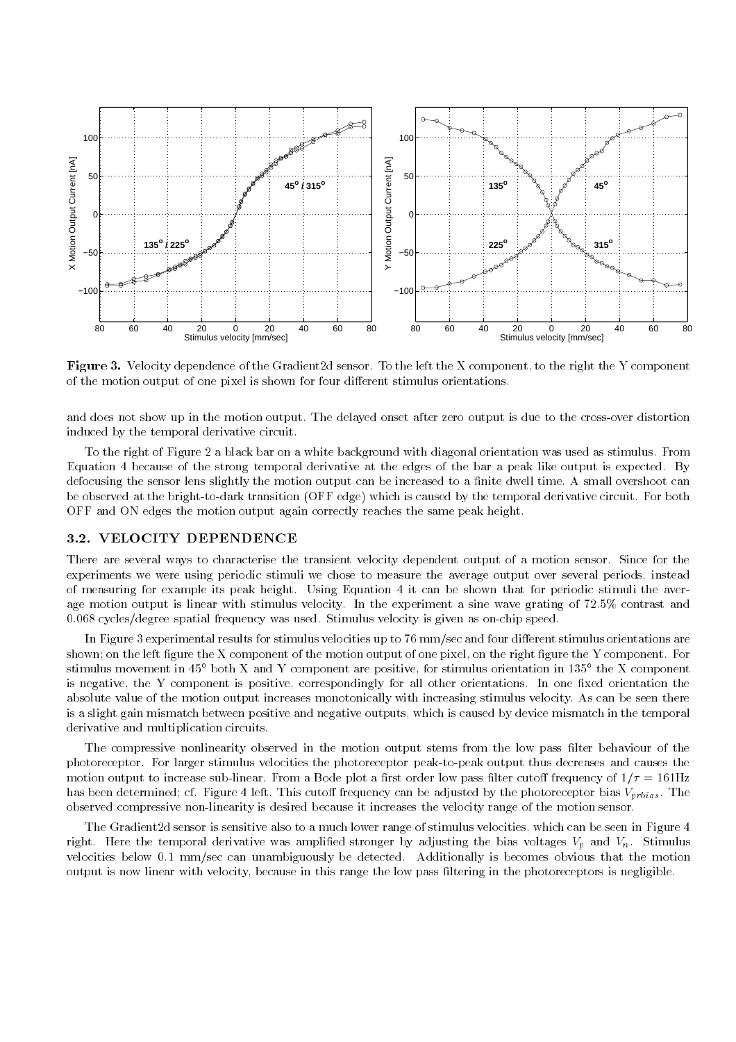**Figure 3.** Velocity dependence of the Gradient2d sensor. To the left the X component, to the right the Y component of the motion output of one pixel is shown for four different stimulus orientations.

and does not show up in the motion output. The delayed onset after zero output is due to the cross-over distortion induced by the temporal derivative circuit.

To the right of Figure 2 a black bar on a white background with diagonal orientation was used as stimulus. From Equation 4 because of the strong temporal derivative at the edges of the bar a peak like output is expected. By defocusing the sensor lens slightly the motion output can be increased to a finite dwell time. A small overshoot can be observed at the bright-to-dark transition (OFF edge) which is caused by the temporal derivative circuit. For both OFF and ON edges the motion output again correctly reaches the same peak height.

### 3.2. VELOCITY DEPENDENCE

There are several ways to characterise the transient velocity dependent output of a motion sensor. Since for the experiments we were using periodic stimuli we chose to measure the average output over several periods, instead of measuring for example its peak height. Using Equation 4 it can be shown that for periodic stimuli the average motion output is linear with stimulus velocity. In the experiment a sine wave grating of 72.5% contrast and 0.068 cycles/degree spatial frequency was used. Stimulus velocity is given as on-chip speed.

In Figure 3 experimental results for stimulus velocities up to 76 mm/sec and four different stimulus orientations are shown; on the left figure the X component of the motion output of one pixel, on the right figure the Y component. For stimulus movement in 45° both X and Y component are positive, for stimulus orientation in 135° the X component is negative, the Y component is positive, correspondingly for all other orientations. In one fixed orientation the absolute value of the motion output increases monotonically with increasing stimulus velocity. As can be seen there is a slight gain mismatch between positive and negative outputs, which is caused by device mismatch in the temporal derivative and multiplication circuits.

The compressive nonlinearity observed in the motion output stems from the low pass filter behaviour of the photoreceptor. For larger stimulus velocities the photoreceptor peak-to-peak output thus decreases and causes the motion output to increase sub-linear. From a Bode plot a first order low pass filter cutoff frequency of $1/\tau = 161$Hz has been determined; cf. Figure 4 left. This cutoff frequency can be adjusted by the photoreceptor bias $V_{prbias}$. The observed compressive non-linearity is desired because it increases the velocity range of the motion sensor.

The Gradient2d sensor is sensitive also to a much lower range of stimulus velocities, which can be seen in Figure 4 right. Here the temporal derivative was amplified stronger by adjusting the bias voltages $V_p$ and $V_n$. Stimulus velocities below 0.1 mm/sec can unambiguously be detected. Additionally is becomes obvious that the motion output is now linear with velocity, because in this range the low pass filtering in the photoreceptors is negligible.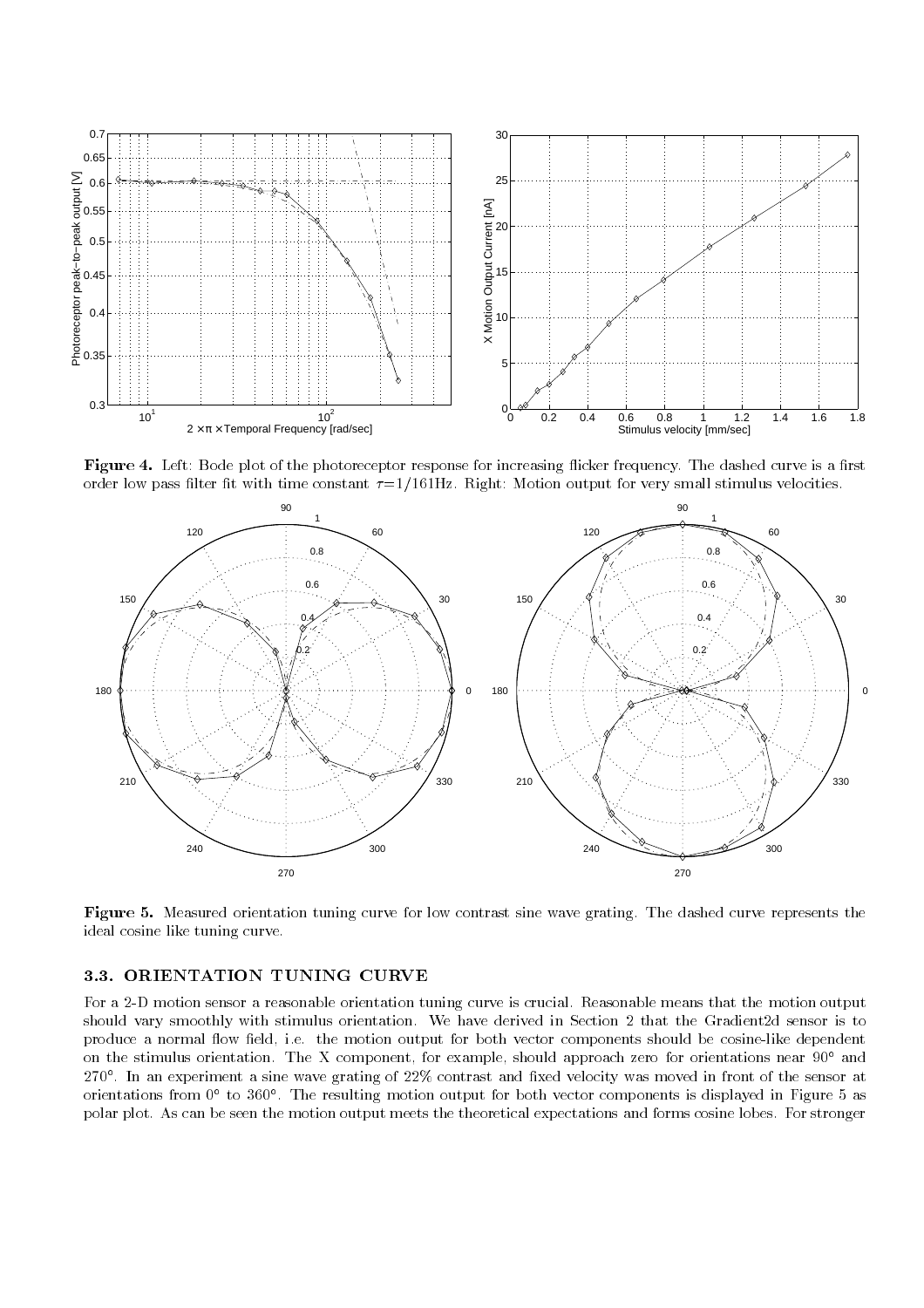**Figure 4.** Left: Bode plot of the photoreceptor response for increasing flicker frequency. The dashed curve is a first order low pass filter fit with time constant $\tau$=1/161Hz. Right: Motion output for very small stimulus velocities.

**Figure 5.** Measured orientation tuning curve for low contrast sine wave grating. The dashed curve represents the ideal cosine like tuning curve.

### 3.3. ORIENTATION TUNING CURVE

For a 2-D motion sensor a reasonable orientation tuning curve is crucial. Reasonable means that the motion output should vary smoothly with stimulus orientation. We have derived in Section 2 that the Gradient2d sensor is to produce a normal flow field, i.e. the motion output for both vector components should be cosine-like dependent on the stimulus orientation. The X component, for example, should approach zero for orientations near 90° and 270°. In an experiment a sine wave grating of 22% contrast and fixed velocity was moved in front of the sensor at orientations from 0° to 360°. The resulting motion output for both vector components is displayed in Figure 5 as polar plot. As can be seen the motion output meets the theoretical expectations and forms cosine lobes. For stronger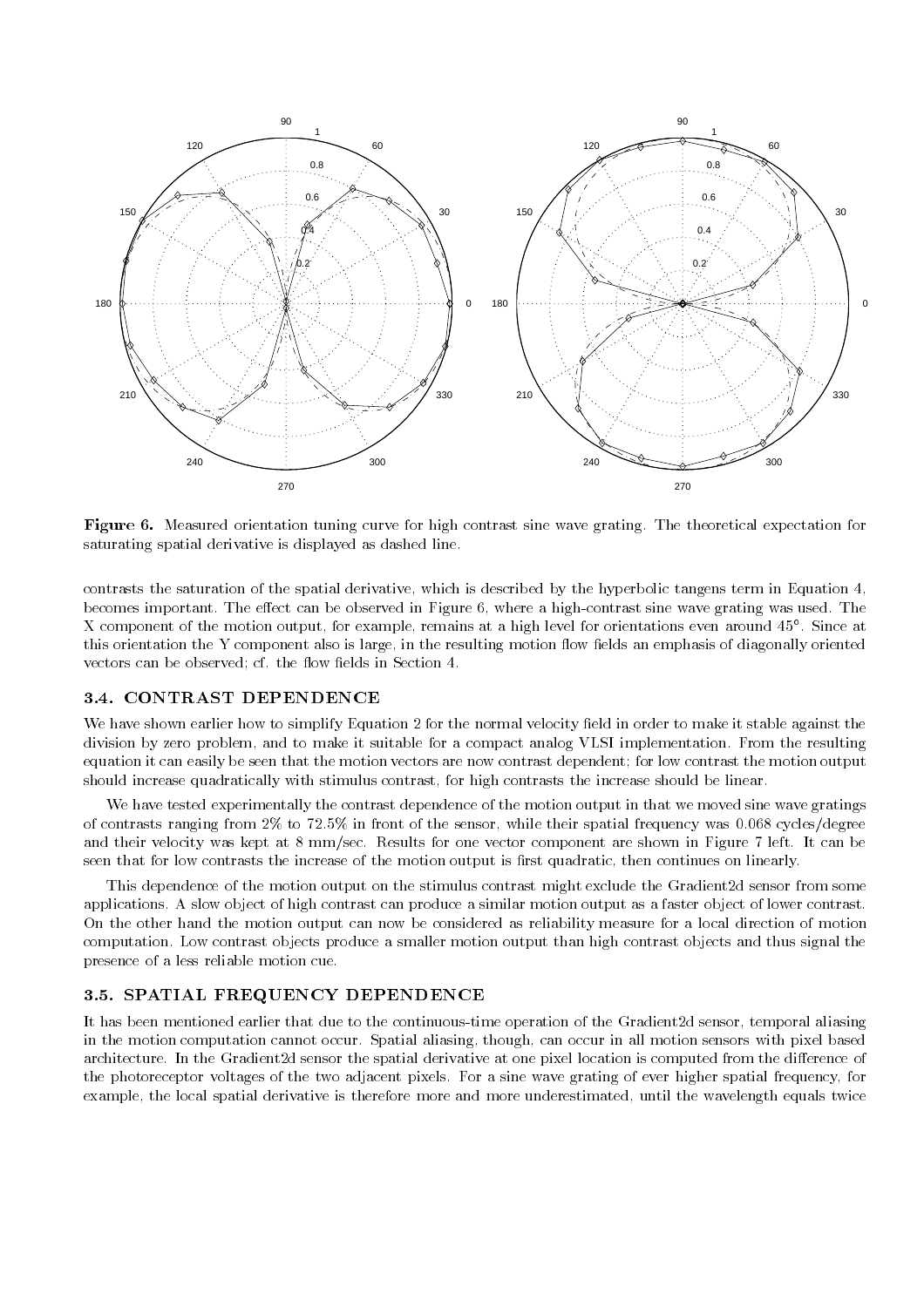**Figure 6.** Measured orientation tuning curve for high contrast sine wave grating. The theoretical expectation for saturating spatial derivative is displayed as dashed line.

contrasts the saturation of the spatial derivative, which is described by the hyperbolic tangens term in Equation 4, becomes important. The effect can be observed in Figure 6, where a high-contrast sine wave grating was used. The X component of the motion output, for example, remains at a high level for orientations even around 45°. Since at this orientation the Y component also is large, in the resulting motion flow fields an emphasis of diagonally oriented vectors can be observed; cf. the flow fields in Section 4.

### 3.4. CONTRAST DEPENDENCE

We have shown earlier how to simplify Equation 2 for the normal velocity field in order to make it stable against the division by zero problem, and to make it suitable for a compact analog VLSI implementation. From the resulting equation it can easily be seen that the motion vectors are now contrast dependent; for low contrast the motion output should increase quadratically with stimulus contrast, for high contrasts the increase should be linear.

We have tested experimentally the contrast dependence of the motion output in that we moved sine wave gratings of contrasts ranging from 2% to 72.5% in front of the sensor, while their spatial frequency was 0.068 cycles/degree and their velocity was kept at 8 mm/sec. Results for one vector component are shown in Figure 7 left. It can be seen that for low contrasts the increase of the motion output is first quadratic, then continues on linearly.

This dependence of the motion output on the stimulus contrast might exclude the Gradient2d sensor from some applications. A slow object of high contrast can produce a similar motion output as a faster object of lower contrast. On the other hand the motion output can now be considered as reliability measure for a local direction of motion computation. Low contrast objects produce a smaller motion output than high contrast objects and thus signal the presence of a less reliable motion cue.

### 3.5. SPATIAL FREQUENCY DEPENDENCE

It has been mentioned earlier that due to the continuous-time operation of the Gradient2d sensor, temporal aliasing in the motion computation cannot occur. Spatial aliasing, though, can occur in all motion sensors with pixel based architecture. In the Gradient2d sensor the spatial derivative at one pixel location is computed from the difference of the photoreceptor voltages of the two adjacent pixels. For a sine wave grating of ever higher spatial frequency, for example, the local spatial derivative is therefore more and more underestimated, until the wavelength equals twice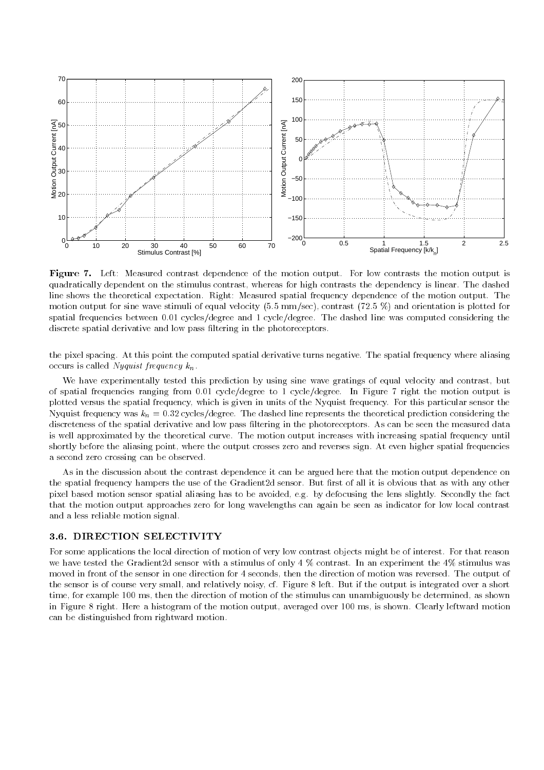**Figure 7.** Left: Measured contrast dependence of the motion output. For low contrasts the motion output is quadratically dependent on the stimulus contrast, whereas for high contrasts the dependency is linear. The dashed line shows the theoretical expectation. Right: Measured spatial frequency dependence of the motion output. The motion output for sine wave stimuli of equal velocity (5.5 mm/sec), contrast (72.5 %) and orientation is plotted for spatial frequencies between 0.01 cycles/degree and 1 cycle/degree. The dashed line was computed considering the discrete spatial derivative and low pass filtering in the photoreceptors.

the pixel spacing. At this point the computed spatial derivative turns negative. The spatial frequency where aliasing occurs is called *Nyquist frequency* $k_n$.

We have experimentally tested this prediction by using sine wave gratings of equal velocity and contrast, but of spatial frequencies ranging from 0.01 cycle/degree to 1 cycle/degree. In Figure 7 right the motion output is plotted versus the spatial frequency, which is given in units of the Nyquist frequency. For this particular sensor the Nyquist frequency was $k_n = 0.32$ cycles/degree. The dashed line represents the theoretical prediction considering the discreteness of the spatial derivative and low pass filtering in the photoreceptors. As can be seen the measured data is well approximated by the theoretical curve. The motion output increases with increasing spatial frequency until shortly before the aliasing point, where the output crosses zero and reverses sign. At even higher spatial frequencies a second zero crossing can be observed.

As in the discussion about the contrast dependence it can be argued here that the motion output dependence on the spatial frequency hampers the use of the Gradient2d sensor. But first of all it is obvious that as with any other pixel based motion sensor spatial aliasing has to be avoided, e.g. by defocusing the lens slightly. Secondly the fact that the motion output approaches zero for long wavelengths can again be seen as indicator for low local contrast and a less reliable motion signal.

### 3.6. DIRECTION SELECTIVITY

For some applications the local direction of motion of very low contrast objects might be of interest. For that reason we have tested the Gradient2d sensor with a stimulus of only 4 % contrast. In an experiment the 4% stimulus was moved in front of the sensor in one direction for 4 seconds, then the direction of motion was reversed. The output of the sensor is of course very small, and relatively noisy, cf. Figure 8 left. But if the output is integrated over a short time, for example 100 ms, then the direction of motion of the stimulus can unambiguously be determined, as shown in Figure 8 right. Here a histogram of the motion output, averaged over 100 ms, is shown. Clearly leftward motion can be distinguished from rightward motion.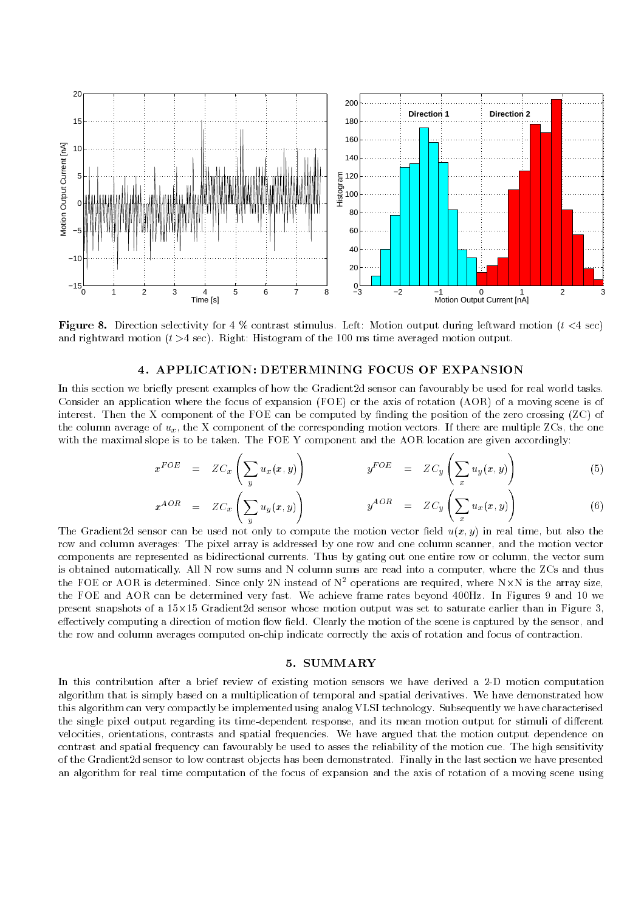**Figure 8.** Direction selectivity for 4 % contrast stimulus. Left: Motion output during leftward motion ($t$ <4 sec) and rightward motion ($t$ >4 sec). Right: Histogram of the 100 ms time averaged motion output.

## 4. APPLICATION: DETERMINING FOCUS OF EXPANSION

In this section we briefly present examples of how the Gradient2d sensor can favourably be used for real world tasks. Consider an application where the focus of expansion (FOE) or the axis of rotation (AOR) of a moving scene is of interest. Then the X component of the FOE can be computed by finding the position of the zero crossing (ZC) of the column average of $u_x$, the X component of the corresponding motion vectors. If there are multiple ZCs, the one with the maximal slope is to be taken. The FOE Y component and the AOR location are given accordingly:

$$x^{FOE} = ZC_x\left(\sum_y u_x(x,y)\right) \qquad y^{FOE} = ZC_y\left(\sum_x u_y(x,y)\right) \tag{5}$$

$$x^{AOR} = ZC_x\left(\sum_y u_y(x,y)\right) \qquad y^{AOR} = ZC_y\left(\sum_x u_x(x,y)\right) \tag{6}$$

The Gradient2d sensor can be used not only to compute the motion vector field $u(x,y)$ in real time, but also the row and column averages: The pixel array is addressed by one row and one column scanner, and the motion vector components are represented as bidirectional currents. Thus by gating out one entire row or column, the vector sum is obtained automatically. All N row sums and N column sums are read into a computer, where the ZCs and thus the FOE or AOR is determined. Since only 2N instead of $N^2$ operations are required, where $N \times N$ is the array size, the FOE and AOR can be determined very fast. We achieve frame rates beyond 400Hz. In Figures 9 and 10 we present snapshots of a 15×15 Gradient2d sensor whose motion output was set to saturate earlier than in Figure 3, effectively computing a direction of motion flow field. Clearly the motion of the scene is captured by the sensor, and the row and column averages computed on-chip indicate correctly the axis of rotation and focus of contraction.

## 5. SUMMARY

In this contribution after a brief review of existing motion sensors we have derived a 2-D motion computation algorithm that is simply based on a multiplication of temporal and spatial derivatives. We have demonstrated how this algorithm can very compactly be implemented using analog VLSI technology. Subsequently we have characterised the single pixel output regarding its time-dependent response, and its mean motion output for stimuli of different velocities, orientations, contrasts and spatial frequencies. We have argued that the motion output dependence on contrast and spatial frequency can favourably be used to asses the reliability of the motion cue. The high sensitivity of the Gradient2d sensor to low contrast objects has been demonstrated. Finally in the last section we have presented an algorithm for real time computation of the focus of expansion and the axis of rotation of a moving scene using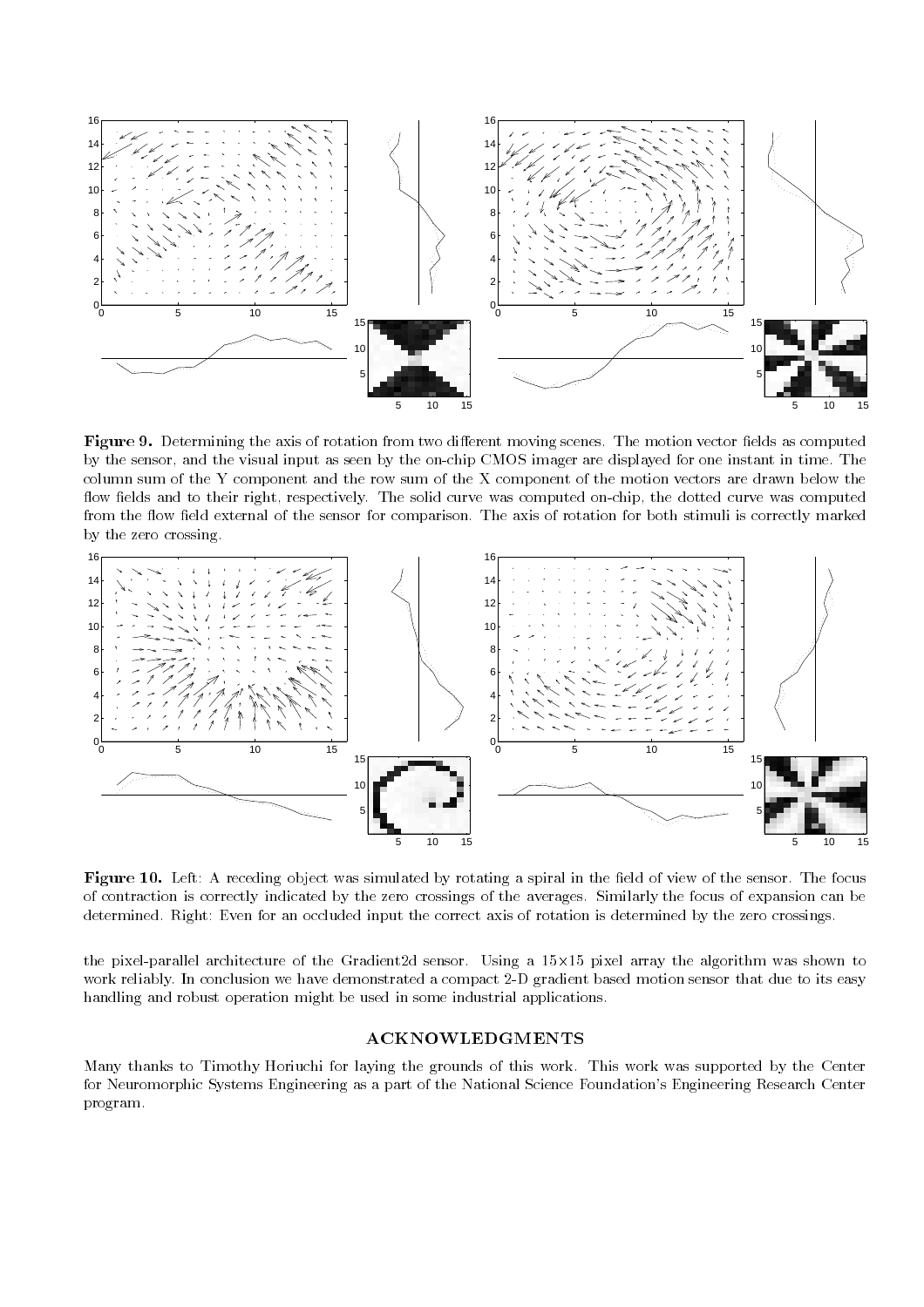**Figure 9.** Determining the axis of rotation from two different moving scenes. The motion vector fields as computed by the sensor, and the visual input as seen by the on-chip CMOS imager are displayed for one instant in time. The column sum of the Y component and the row sum of the X component of the motion vectors are drawn below the flow fields and to their right, respectively. The solid curve was computed on-chip, the dotted curve was computed from the flow field external of the sensor for comparison. The axis of rotation for both stimuli is correctly marked by the zero crossing.

**Figure 10.** Left: A receding object was simulated by rotating a spiral in the field of view of the sensor. The focus of contraction is correctly indicated by the zero crossings of the averages. Similarly the focus of expansion can be determined. Right: Even for an occluded input the correct axis of rotation is determined by the zero crossings.

the pixel-parallel architecture of the Gradient2d sensor. Using a 15×15 pixel array the algorithm was shown to work reliably. In conclusion we have demonstrated a compact 2-D gradient based motion sensor that due to its easy handling and robust operation might be used in some industrial applications.

## ACKNOWLEDGMENTS

Many thanks to Timothy Horiuchi for laying the grounds of this work. This work was supported by the Center for Neuromorphic Systems Engineering as a part of the National Science Foundation's Engineering Research Center program.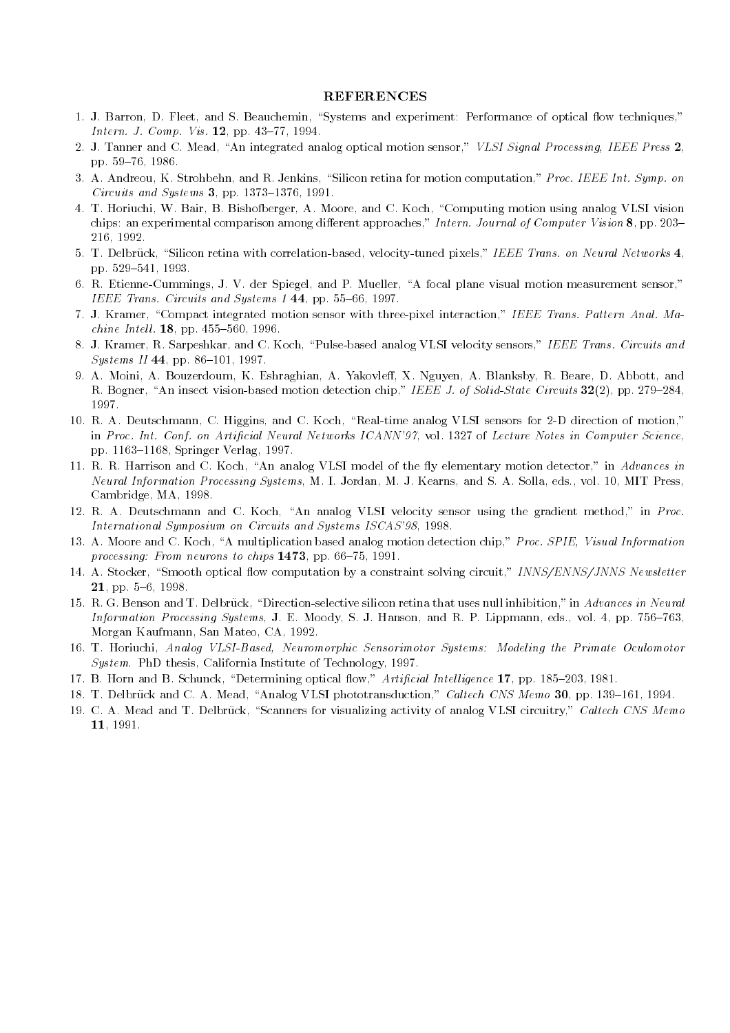## REFERENCES

1. J. Barron, D. Fleet, and S. Beauchemin, "Systems and experiment: Performance of optical flow techniques," *Intern. J. Comp. Vis.* **12**, pp. 43–77, 1994.
2. J. Tanner and C. Mead, "An integrated analog optical motion sensor," *VLSI Signal Processing, IEEE Press* **2**, pp. 59–76, 1986.
3. A. Andreou, K. Strohbehn, and R. Jenkins, "Silicon retina for motion computation," *Proc. IEEE Int. Symp. on Circuits and Systems* **3**, pp. 1373–1376, 1991.
4. T. Horiuchi, W. Bair, B. Bishofberger, A. Moore, and C. Koch, "Computing motion using analog VLSI vision chips: an experimental comparison among different approaches," *Intern. Journal of Computer Vision* **8**, pp. 203–216, 1992.
5. T. Delbrück, "Silicon retina with correlation-based, velocity-tuned pixels," *IEEE Trans. on Neural Networks* **4**, pp. 529–541, 1993.
6. R. Etienne-Cummings, J. V. der Spiegel, and P. Mueller, "A focal plane visual motion measurement sensor," *IEEE Trans. Circuits and Systems 1* **44**, pp. 55–66, 1997.
7. J. Kramer, "Compact integrated motion sensor with three-pixel interaction," *IEEE Trans. Pattern Anal. Machine Intell.* **18**, pp. 455–560, 1996.
8. J. Kramer, R. Sarpeshkar, and C. Koch, "Pulse-based analog VLSI velocity sensors," *IEEE Trans. Circuits and Systems II* **44**, pp. 86–101, 1997.
9. A. Moini, A. Bouzerdoum, K. Eshraghian, A. Yakovleff, X. Nguyen, A. Blanksby, R. Beare, D. Abbott, and R. Bogner, "An insect vision-based motion detection chip," *IEEE J. of Solid-State Circuits* **32**(2), pp. 279–284, 1997.
10. R. A. Deutschmann, C. Higgins, and C. Koch, "Real-time analog VLSI sensors for 2-D direction of motion," in *Proc. Int. Conf. on Artificial Neural Networks ICANN'97*, vol. 1327 of *Lecture Notes in Computer Science*, pp. 1163–1168, Springer Verlag, 1997.
11. R. R. Harrison and C. Koch, "An analog VLSI model of the fly elementary motion detector," in *Advances in Neural Information Processing Systems*, M. I. Jordan, M. J. Kearns, and S. A. Solla, eds., vol. 10, MIT Press, Cambridge, MA, 1998.
12. R. A. Deutschmann and C. Koch, "An analog VLSI velocity sensor using the gradient method," in *Proc. International Symposium on Circuits and Systems ISCAS'98*, 1998.
13. A. Moore and C. Koch, "A multiplication based analog motion detection chip," *Proc. SPIE, Visual Information processing: From neurons to chips* **1473**, pp. 66–75, 1991.
14. A. Stocker, "Smooth optical flow computation by a constraint solving circuit," *INNS/ENNS/JNNS Newsletter* **21**, pp. 5–6, 1998.
15. R. G. Benson and T. Delbrück, "Direction-selective silicon retina that uses null inhibition," in *Advances in Neural Information Processing Systems*, J. E. Moody, S. J. Hanson, and R. P. Lippmann, eds., vol. 4, pp. 756–763, Morgan Kaufmann, San Mateo, CA, 1992.
16. T. Horiuchi, *Analog VLSI-Based, Neuromorphic Sensorimotor Systems: Modeling the Primate Oculomotor System.* PhD thesis, California Institute of Technology, 1997.
17. B. Horn and B. Schunck, "Determining optical flow," *Artificial Intelligence* **17**, pp. 185–203, 1981.
18. T. Delbrück and C. A. Mead, "Analog VLSI phototransduction," *Caltech CNS Memo* **30**, pp. 139–161, 1994.
19. C. A. Mead and T. Delbrück, "Scanners for visualizing activity of analog VLSI circuitry," *Caltech CNS Memo* **11**, 1991.